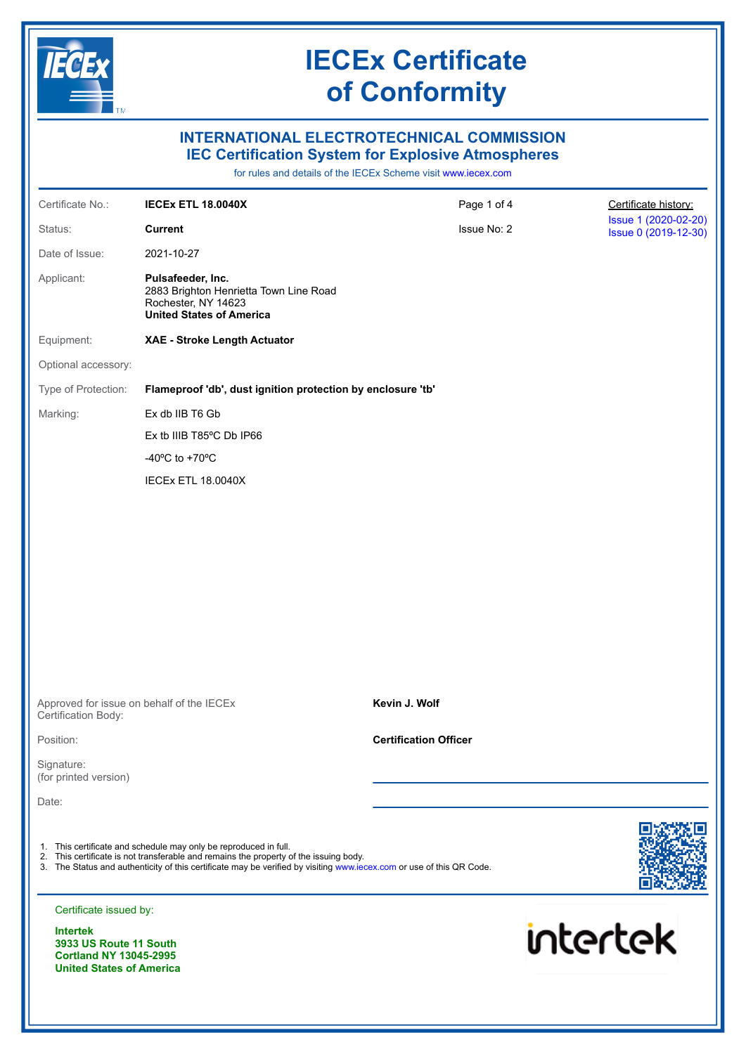# IECEx Certificate of Conformity

## INTERNATIONAL ELECTROTECHNICAL COMMISSION
## IEC Certification System for Explosive Atmospheres

for rules and details of the IECEx Scheme visit www.iecex.com

| | | | |
|---|---|---|---|
| Certificate No.: | **IECEx ETL 18.0040X** | Issue No: 2 | Certificate history: |
| Status: | **Current** | | Issue 1 (2020-02-20) |
| Date of Issue: | 2021-10-27 | | Issue 0 (2019-12-30) |

Applicant: **Pulsafeeder, Inc.**
2883 Brighton Henrietta Town Line Road
Rochester, NY 14623
**United States of America**

Equipment: **XAE - Stroke Length Actuator**

Optional accessory:

Type of Protection: **Flameproof 'db', dust ignition protection by enclosure 'tb'**

Marking:

Ex db IIB T6 Gb

Ex tb IIIB T85ºC Db IP66

-40ºC to +70ºC

IECEx ETL 18.0040X

Approved for issue on behalf of the IECEx Certification Body: **Kevin J. Wolf**

Position: **Certification Officer**

Signature:
(for printed version)

Date:

1. This certificate and schedule may only be reproduced in full.
2. This certificate is not transferable and remains the property of the issuing body.
3. The Status and authenticity of this certificate may be verified by visiting www.iecex.com or use of this QR Code.

Certificate issued by:

**Intertek**
**3933 US Route 11 South**
**Cortland NY 13045-2995**
**United States of America**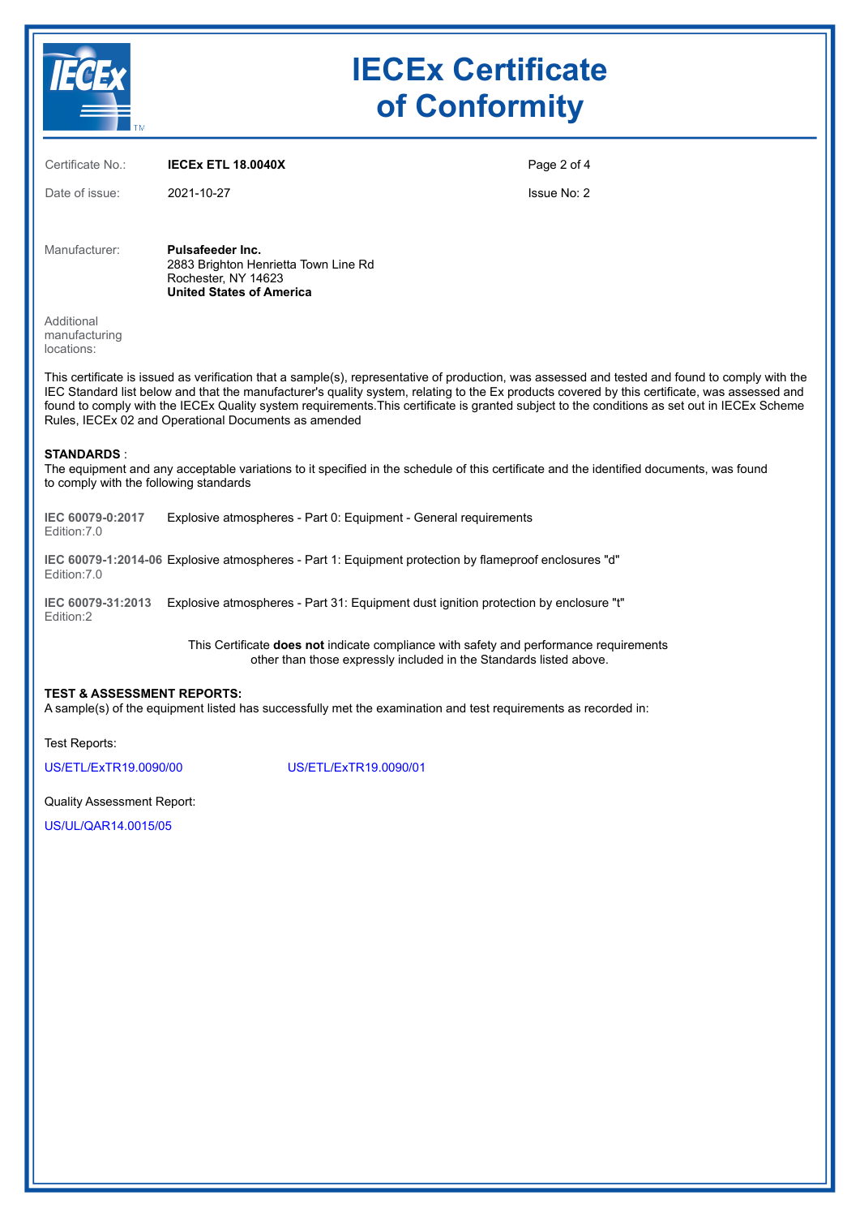# IECEx Certificate of Conformity

| | | |
|---|---|---|
| Certificate No.: | **IECEx ETL 18.0040X** | |
| Date of issue: | 2021-10-27 | Issue No: 2 |

Manufacturer: **Pulsafeeder Inc.**
2883 Brighton Henrietta Town Line Rd
Rochester, NY 14623
**United States of America**

Additional manufacturing locations:

This certificate is issued as verification that a sample(s), representative of production, was assessed and tested and found to comply with the IEC Standard list below and that the manufacturer's quality system, relating to the Ex products covered by this certificate, was assessed and found to comply with the IECEx Quality system requirements.This certificate is granted subject to the conditions as set out in IECEx Scheme Rules, IECEx 02 and Operational Documents as amended

**STANDARDS** :
The equipment and any acceptable variations to it specified in the schedule of this certificate and the identified documents, was found to comply with the following standards

| | |
|---|---|
| **IEC 60079-0:2017** Edition:7.0 | Explosive atmospheres - Part 0: Equipment - General requirements |
| **IEC 60079-1:2014-06** Edition:7.0 | Explosive atmospheres - Part 1: Equipment protection by flameproof enclosures "d" |
| **IEC 60079-31:2013** Edition:2 | Explosive atmospheres - Part 31: Equipment dust ignition protection by enclosure "t" |

This Certificate **does not** indicate compliance with safety and performance requirements other than those expressly included in the Standards listed above.

**TEST & ASSESSMENT REPORTS:**
A sample(s) of the equipment listed has successfully met the examination and test requirements as recorded in:

Test Reports:

US/ETL/ExTR19.0090/00    US/ETL/ExTR19.0090/01

Quality Assessment Report:

US/UL/QAR14.0015/05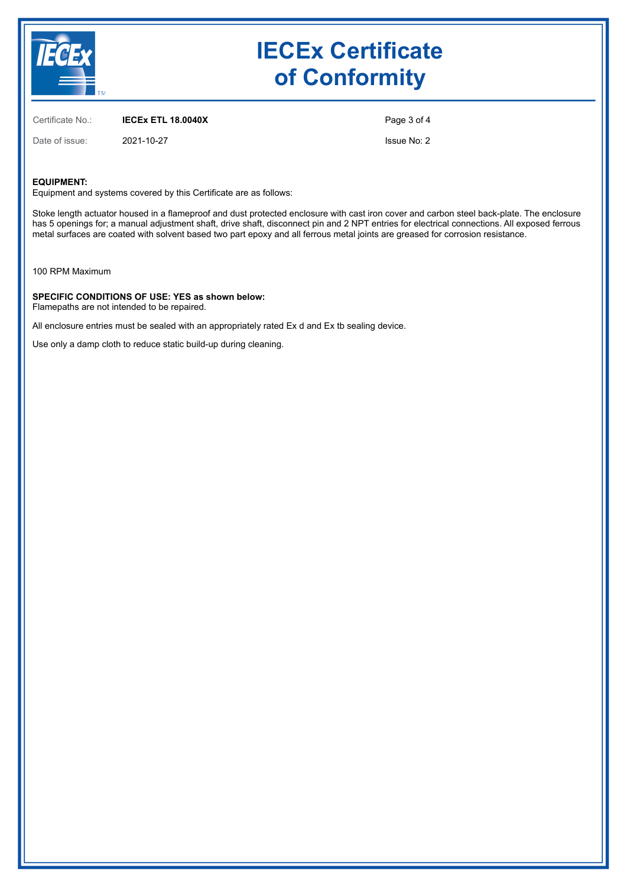# IECEx Certificate of Conformity

Certificate No.: **IECEx ETL 18.0040X**

Date of issue: 2021-10-27

Issue No: 2

**EQUIPMENT:**
Equipment and systems covered by this Certificate are as follows:

Stoke length actuator housed in a flameproof and dust protected enclosure with cast iron cover and carbon steel back-plate. The enclosure has 5 openings for; a manual adjustment shaft, drive shaft, disconnect pin and 2 NPT entries for electrical connections. All exposed ferrous metal surfaces are coated with solvent based two part epoxy and all ferrous metal joints are greased for corrosion resistance.

100 RPM Maximum

**SPECIFIC CONDITIONS OF USE: YES as shown below:**
Flamepaths are not intended to be repaired.

All enclosure entries must be sealed with an appropriately rated Ex d and Ex tb sealing device.

Use only a damp cloth to reduce static build-up during cleaning.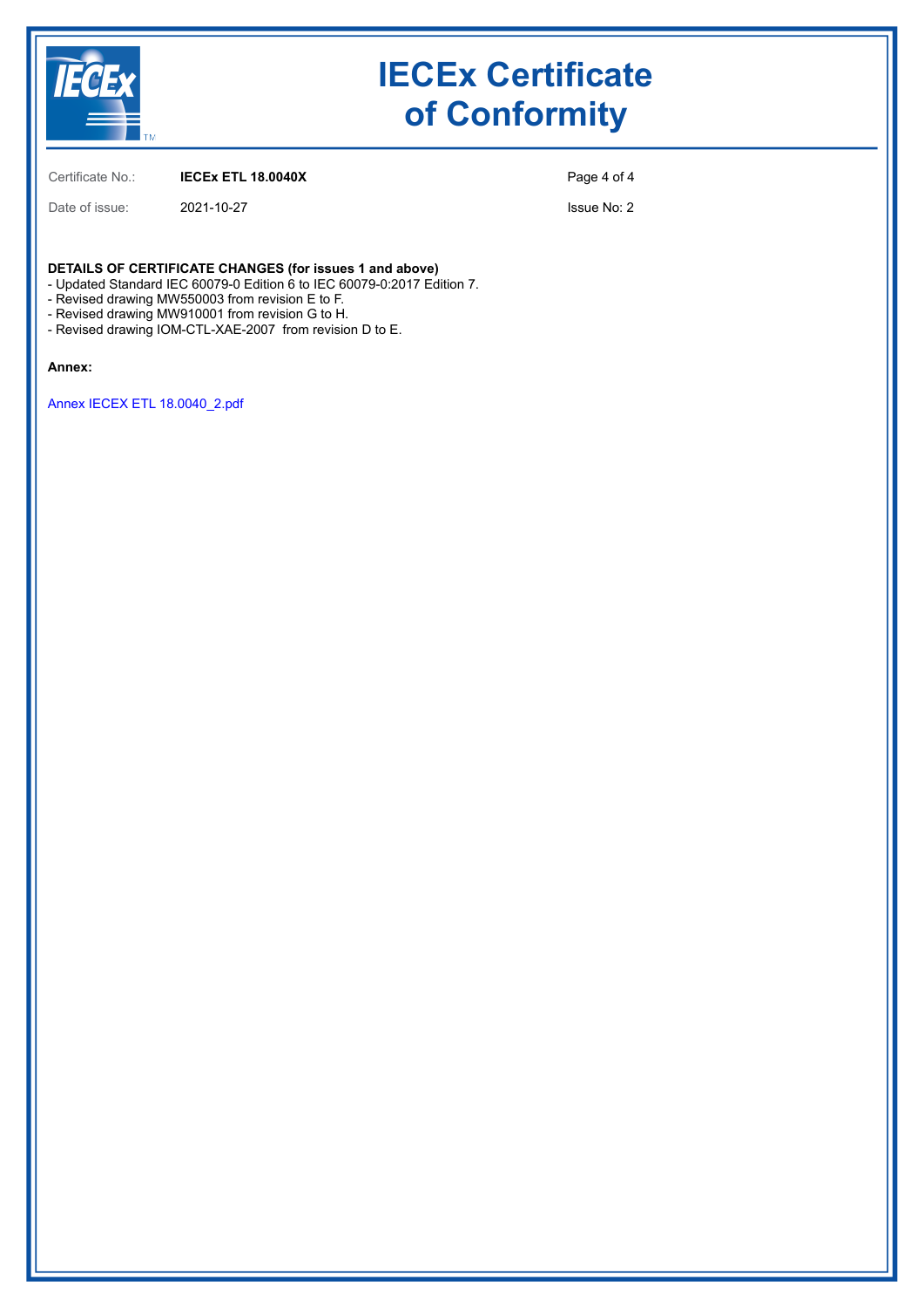# IECEx Certificate of Conformity

Certificate No.: **IECEx ETL 18.0040X**

Date of issue: 2021-10-27

Issue No: 2

**DETAILS OF CERTIFICATE CHANGES (for issues 1 and above)**

- Updated Standard IEC 60079-0 Edition 6 to IEC 60079-0:2017 Edition 7.
- Revised drawing MW550003 from revision E to F.
- Revised drawing MW910001 from revision G to H.
- Revised drawing IOM-CTL-XAE-2007 from revision D to E.

**Annex:**

Annex IECEX ETL 18.0040_2.pdf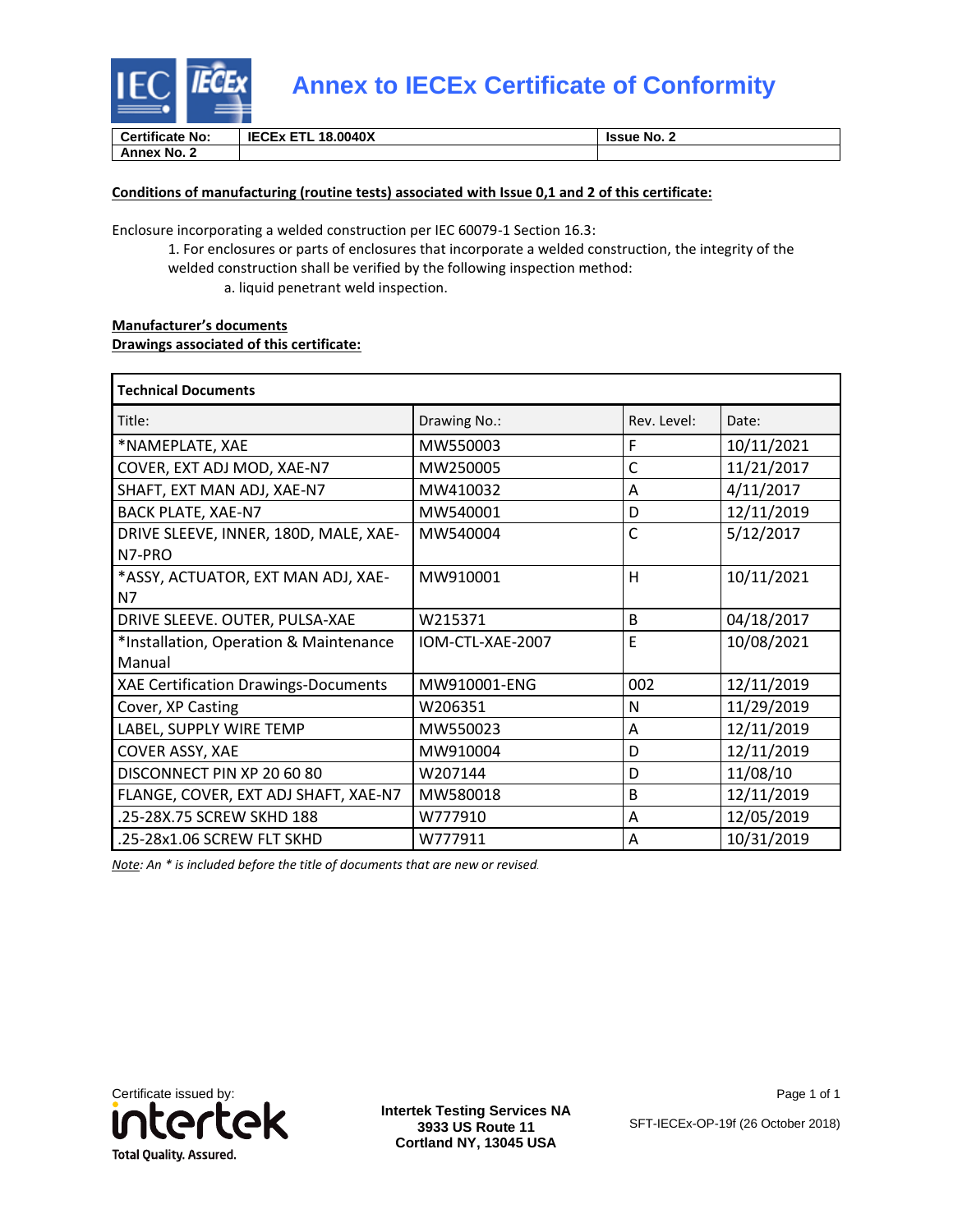# Annex to IECEx Certificate of Conformity

| | | |
|---|---|---|
| **Certificate No:** | **IECEx ETL 18.0040X** | **Issue No. 2** |
| **Annex No. 2** | | |

**Conditions of manufacturing (routine tests) associated with Issue 0,1 and 2 of this certificate:**

Enclosure incorporating a welded construction per IEC 60079-1 Section 16.3:

1. For enclosures or parts of enclosures that incorporate a welded construction, the integrity of the welded construction shall be verified by the following inspection method:
    a. liquid penetrant weld inspection.

**Manufacturer's documents**
**Drawings associated of this certificate:**

| **Technical Documents** | | | |
|---|---|---|---|
| Title: | Drawing No.: | Rev. Level: | Date: |
| *NAMEPLATE, XAE | MW550003 | F | 10/11/2021 |
| COVER, EXT ADJ MOD, XAE-N7 | MW250005 | C | 11/21/2017 |
| SHAFT, EXT MAN ADJ, XAE-N7 | MW410032 | A | 4/11/2017 |
| BACK PLATE, XAE-N7 | MW540001 | D | 12/11/2019 |
| DRIVE SLEEVE, INNER, 180D, MALE, XAE-N7-PRO | MW540004 | C | 5/12/2017 |
| *ASSY, ACTUATOR, EXT MAN ADJ, XAE-N7 | MW910001 | H | 10/11/2021 |
| DRIVE SLEEVE. OUTER, PULSA-XAE | W215371 | B | 04/18/2017 |
| *Installation, Operation & Maintenance Manual | IOM-CTL-XAE-2007 | E | 10/08/2021 |
| XAE Certification Drawings-Documents | MW910001-ENG | 002 | 12/11/2019 |
| Cover, XP Casting | W206351 | N | 11/29/2019 |
| LABEL, SUPPLY WIRE TEMP | MW550023 | A | 12/11/2019 |
| COVER ASSY, XAE | MW910004 | D | 12/11/2019 |
| DISCONNECT PIN XP 20 60 80 | W207144 | D | 11/08/10 |
| FLANGE, COVER, EXT ADJ SHAFT, XAE-N7 | MW580018 | B | 12/11/2019 |
| .25-28X.75 SCREW SKHD 188 | W777910 | A | 12/05/2019 |
| .25-28x1.06 SCREW FLT SKHD | W777911 | A | 10/31/2019 |

*Note: An * is included before the title of documents that are new or revised.*

Certificate issued by:

intertek
Total Quality. Assured.

**Intertek Testing Services NA**
**3933 US Route 11**
**Cortland NY, 13045 USA**

SFT-IECEx-OP-19f (26 October 2018)